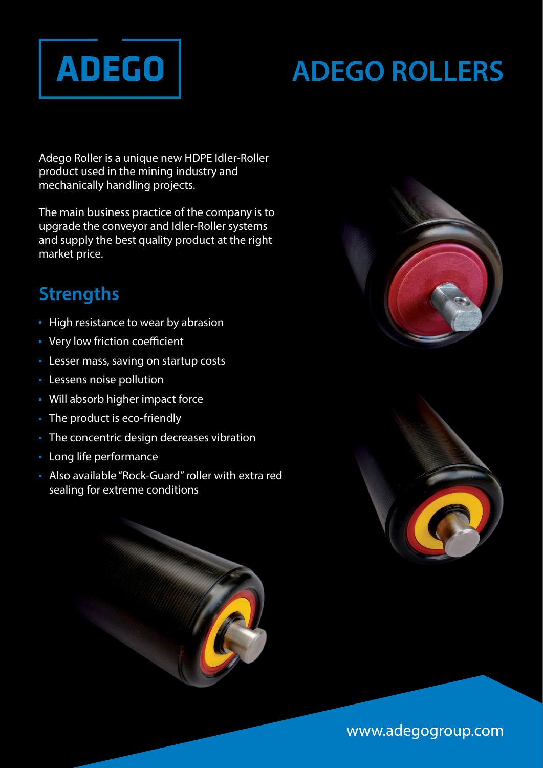ADEGO

# ADEGO ROLLERS

Adego Roller is a unique new HDPE Idler-Roller product used in the mining industry and mechanically handling projects.

The main business practice of the company is to upgrade the conveyor and Idler-Roller systems and supply the best quality product at the right market price.

## Strengths

- High resistance to wear by abrasion
- Very low friction coefficient
- Lesser mass, saving on startup costs
- Lessens noise pollution
- Will absorb higher impact force
- The product is eco-friendly
- The concentric design decreases vibration
- Long life performance
- Also available "Rock-Guard" roller with extra red sealing for extreme conditions

www.adegogroup.com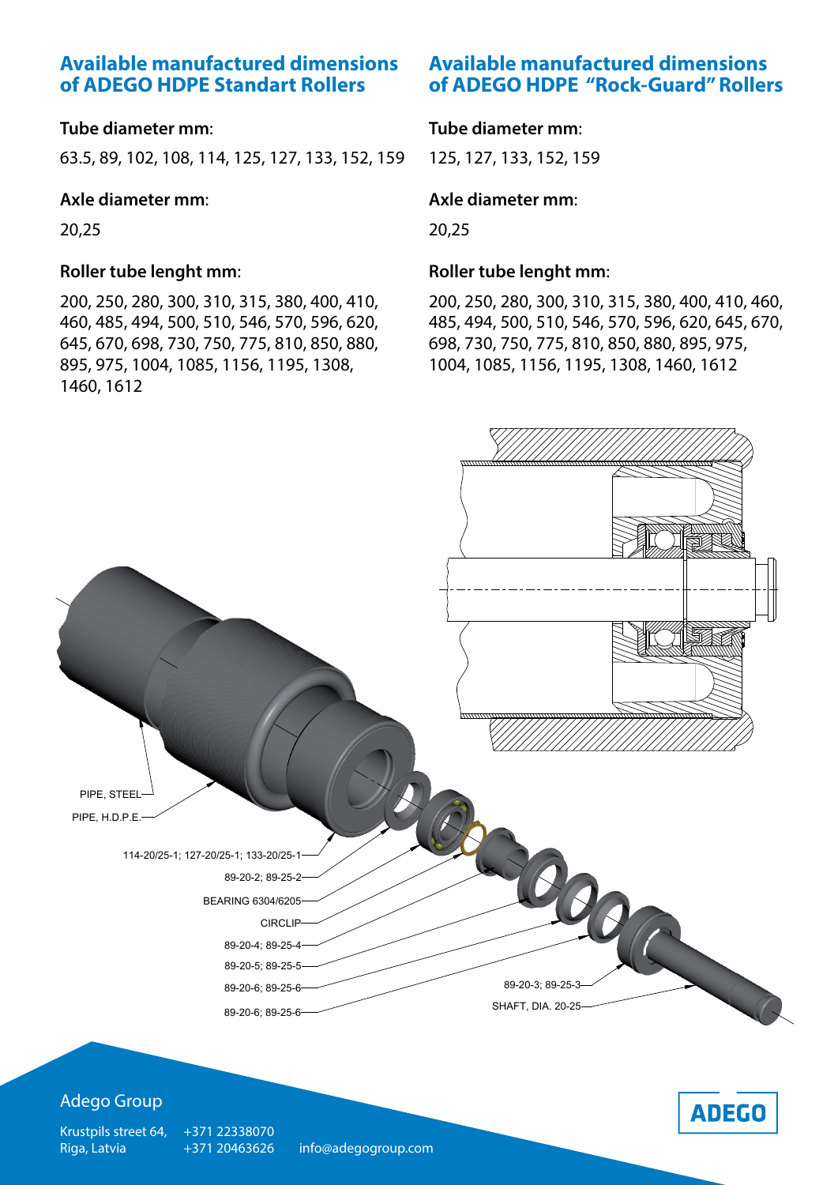## Available manufactured dimensions of ADEGO HDPE Standart Rollers

**Tube diameter mm**:

63.5, 89, 102, 108, 114, 125, 127, 133, 152, 159

**Axle diameter mm**:

20,25

**Roller tube lenght mm**:

200, 250, 280, 300, 310, 315, 380, 400, 410, 460, 485, 494, 500, 510, 546, 570, 596, 620, 645, 670, 698, 730, 750, 775, 810, 850, 880, 895, 975, 1004, 1085, 1156, 1195, 1308, 1460, 1612

## Available manufactured dimensions of ADEGO HDPE "Rock-Guard" Rollers

**Tube diameter mm**:

125, 127, 133, 152, 159

**Axle diameter mm**:

20,25

**Roller tube lenght mm**:

200, 250, 280, 300, 310, 315, 380, 400, 410, 460, 485, 494, 500, 510, 546, 570, 596, 620, 645, 670, 698, 730, 750, 775, 810, 850, 880, 895, 975, 1004, 1085, 1156, 1195, 1308, 1460, 1612

PIPE, STEEL
PIPE, H.D.P.E.
114-20/25-1; 127-20/25-1; 133-20/25-1
89-20-2; 89-25-2
BEARING 6304/6205
CIRCLIP
89-20-4; 89-25-4
89-20-5; 89-25-5
89-20-6; 89-25-6
89-20-6; 89-25-6
89-20-3; 89-25-3
SHAFT, DIA. 20-25

Adego Group

Krustpils street 64, Riga, Latvia
+371 22338070
+371 20463626
info@adegogroup.com

ADEGO